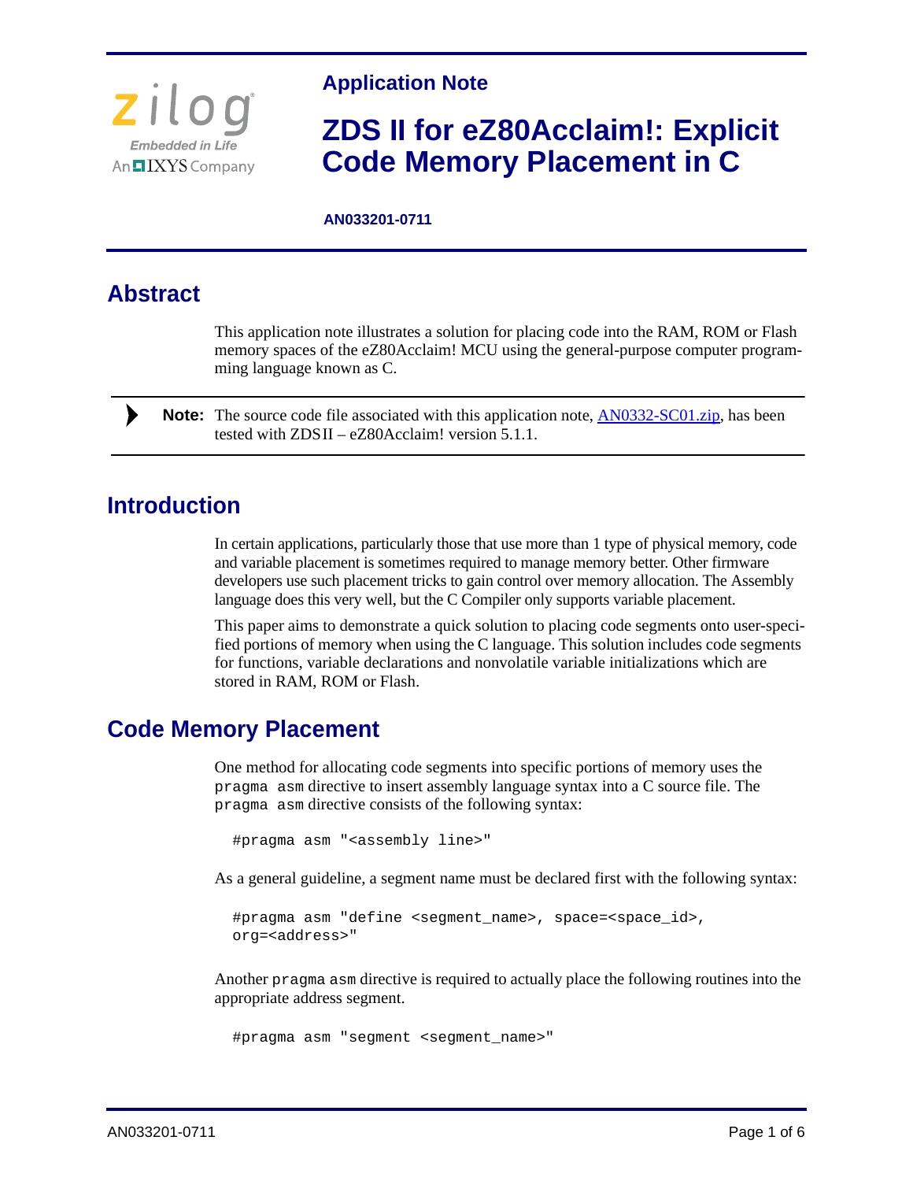Application Note

# ZDS II for eZ80Acclaim!: Explicit Code Memory Placement in C

**AN033201-0711**

## Abstract

This application note illustrates a solution for placing code into the RAM, ROM or Flash memory spaces of the eZ80Acclaim! MCU using the general-purpose computer programming language known as C.

> **Note:** The source code file associated with this application note, AN0332-SC01.zip, has been tested with ZDSII – eZ80Acclaim! version 5.1.1.

## Introduction

In certain applications, particularly those that use more than 1 type of physical memory, code and variable placement is sometimes required to manage memory better. Other firmware developers use such placement tricks to gain control over memory allocation. The Assembly language does this very well, but the C Compiler only supports variable placement.

This paper aims to demonstrate a quick solution to placing code segments onto user-specified portions of memory when using the C language. This solution includes code segments for functions, variable declarations and nonvolatile variable initializations which are stored in RAM, ROM or Flash.

## Code Memory Placement

One method for allocating code segments into specific portions of memory uses the `pragma asm` directive to insert assembly language syntax into a C source file. The `pragma asm` directive consists of the following syntax:

```
#pragma asm "<assembly line>"
```

As a general guideline, a segment name must be declared first with the following syntax:

```
#pragma asm "define <segment_name>, space=<space_id>,
org=<address>"
```

Another `pragma asm` directive is required to actually place the following routines into the appropriate address segment.

```
#pragma asm "segment <segment_name>"
```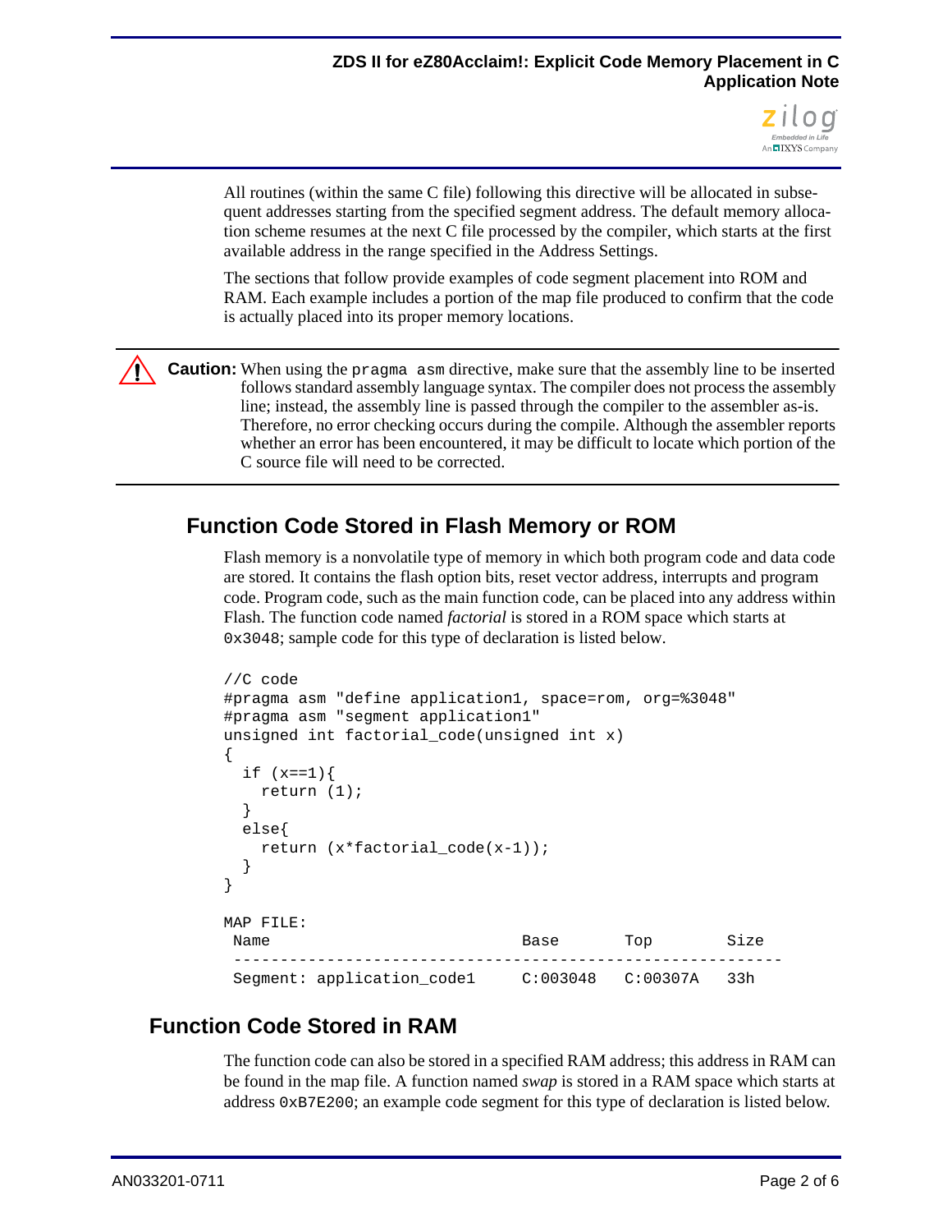All routines (within the same C file) following this directive will be allocated in subsequent addresses starting from the specified segment address. The default memory allocation scheme resumes at the next C file processed by the compiler, which starts at the first available address in the range specified in the Address Settings.

The sections that follow provide examples of code segment placement into ROM and RAM. Each example includes a portion of the map file produced to confirm that the code is actually placed into its proper memory locations.

> **Caution:** When using the `pragma asm` directive, make sure that the assembly line to be inserted follows standard assembly language syntax. The compiler does not process the assembly line; instead, the assembly line is passed through the compiler to the assembler as-is. Therefore, no error checking occurs during the compile. Although the assembler reports whether an error has been encountered, it may be difficult to locate which portion of the C source file will need to be corrected.

## Function Code Stored in Flash Memory or ROM

Flash memory is a nonvolatile type of memory in which both program code and data code are stored. It contains the flash option bits, reset vector address, interrupts and program code. Program code, such as the main function code, can be placed into any address within Flash. The function code named *factorial* is stored in a ROM space which starts at `0x3048`; sample code for this type of declaration is listed below.

```
//C code
#pragma asm "define application1, space=rom, org=%3048"
#pragma asm "segment application1"
unsigned int factorial_code(unsigned int x)
{
  if (x==1){
    return (1);
  }
  else{
    return (x*factorial_code(x-1));
  }
}

MAP FILE:
 Name                         Base       Top        Size
 -----------------------------------------------------------
 Segment: application_code1   C:003048   C:00307A   33h
```

## Function Code Stored in RAM

The function code can also be stored in a specified RAM address; this address in RAM can be found in the map file. A function named *swap* is stored in a RAM space which starts at address `0xB7E200`; an example code segment for this type of declaration is listed below.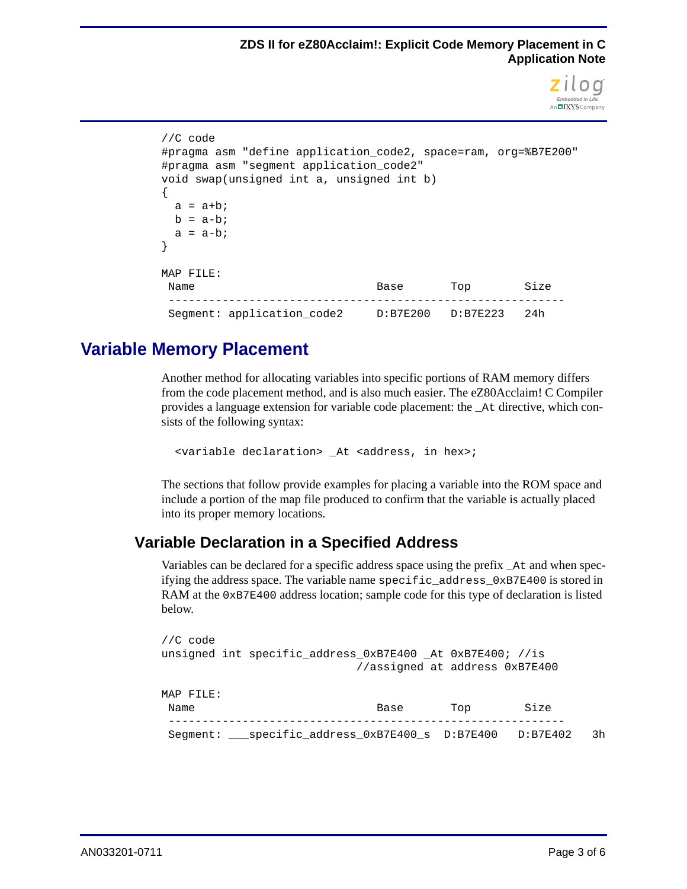```
//C code
#pragma asm "define application_code2, space=ram, org=%B7E200"
#pragma asm "segment application_code2"
void swap(unsigned int a, unsigned int b)
{
  a = a+b;
  b = a-b;
  a = a-b;
}

MAP FILE:
 Name                           Base       Top        Size
 ----------------------------------------------------------
 Segment: application_code2     D:B7E200   D:B7E223   24h
```

## Variable Memory Placement

Another method for allocating variables into specific portions of RAM memory differs from the code placement method, and is also much easier. The eZ80Acclaim! C Compiler provides a language extension for variable code placement: the `_At` directive, which consists of the following syntax:

```
<variable declaration> _At <address, in hex>;
```

The sections that follow provide examples for placing a variable into the ROM space and include a portion of the map file produced to confirm that the variable is actually placed into its proper memory locations.

### Variable Declaration in a Specified Address

Variables can be declared for a specific address space using the prefix `_At` and when specifying the address space. The variable name `specific_address_0xB7E400` is stored in RAM at the `0xB7E400` address location; sample code for this type of declaration is listed below.

```
//C code
unsigned int specific_address_0xB7E400 _At 0xB7E400; //is
                             //assigned at address 0xB7E400

MAP FILE:
 Name                           Base       Top        Size
 ----------------------------------------------------------
 Segment: ___specific_address_0xB7E400_s  D:B7E400   D:B7E402   3h
```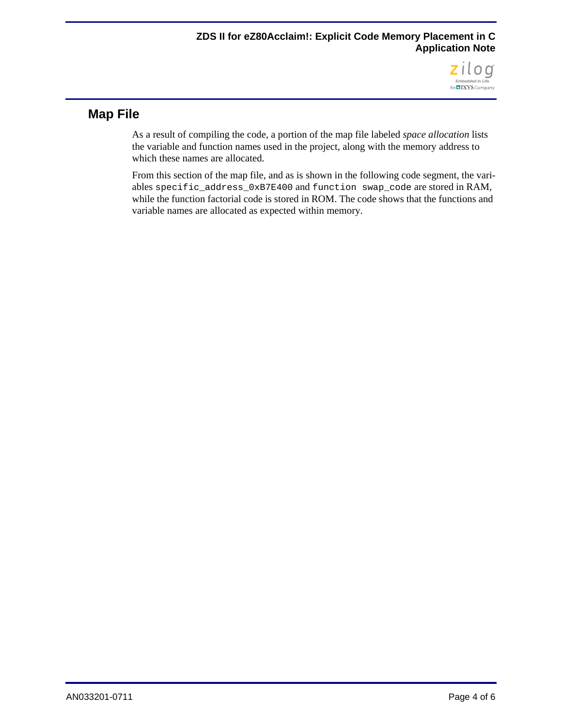## Map File

As a result of compiling the code, a portion of the map file labeled *space allocation* lists the variable and function names used in the project, along with the memory address to which these names are allocated.

From this section of the map file, and as is shown in the following code segment, the variables `specific_address_0xB7E400` and `function swap_code` are stored in RAM, while the function factorial code is stored in ROM. The code shows that the functions and variable names are allocated as expected within memory.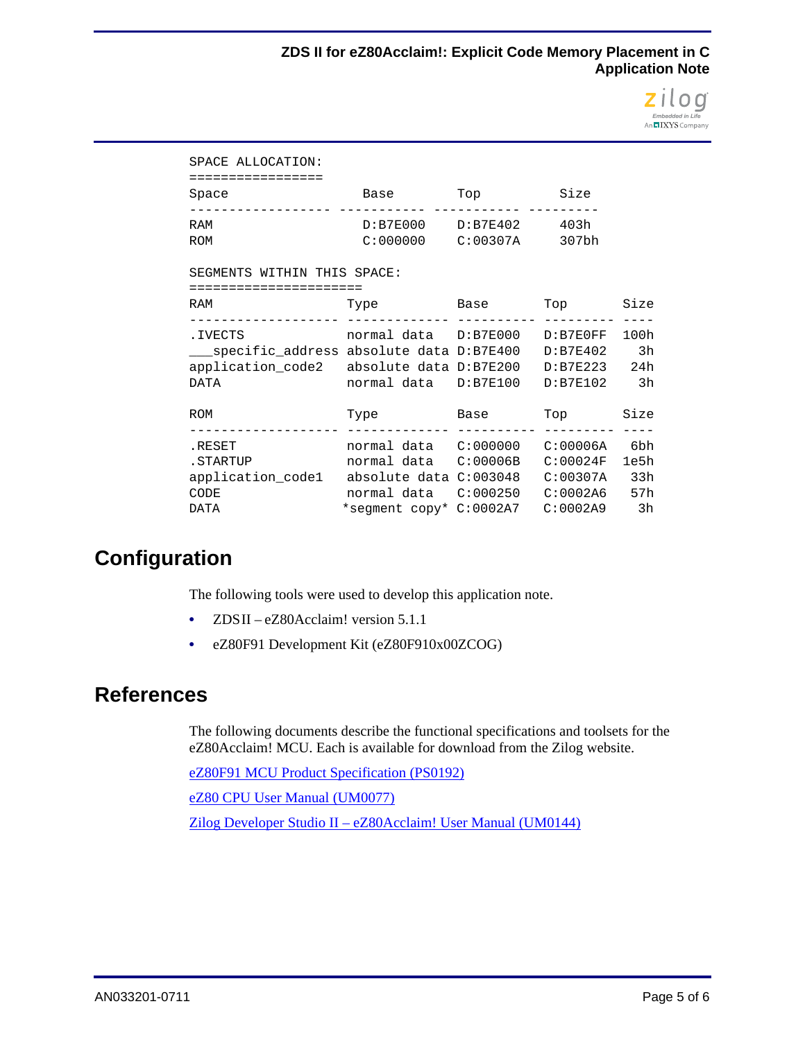```
SPACE ALLOCATION:
=================
Space                  Base        Top          Size
------------------ ----------- ----------- ---------
RAM                  D:B7E000    D:B7E402     403h
ROM                  C:000000    C:00307A     307bh

SEGMENTS WITHIN THIS SPACE:
======================
RAM                 Type          Base       Top       Size
------------------- ------------- ---------- --------- ----
.IVECTS             normal data   D:B7E000   D:B7E0FF  100h
___specific_address absolute data D:B7E400   D:B7E402    3h
application_code2   absolute data D:B7E200   D:B7E223   24h
DATA                normal data   D:B7E100   D:B7E102    3h

ROM                 Type          Base       Top       Size
------------------- ------------- ---------- --------- ----
.RESET              normal data   C:000000   C:00006A   6bh
.STARTUP            normal data   C:00006B   C:00024F  1e5h
application_code1   absolute data C:003048   C:00307A   33h
CODE                normal data   C:000250   C:0002A6   57h
DATA               *segment copy* C:0002A7   C:0002A9    3h
```

## Configuration

The following tools were used to develop this application note.

- ZDS II – eZ80Acclaim! version 5.1.1
- eZ80F91 Development Kit (eZ80F910x00ZCOG)

## References

The following documents describe the functional specifications and toolsets for the eZ80Acclaim! MCU. Each is available for download from the Zilog website.

eZ80F91 MCU Product Specification (PS0192)

eZ80 CPU User Manual (UM0077)

Zilog Developer Studio II – eZ80Acclaim! User Manual (UM0144)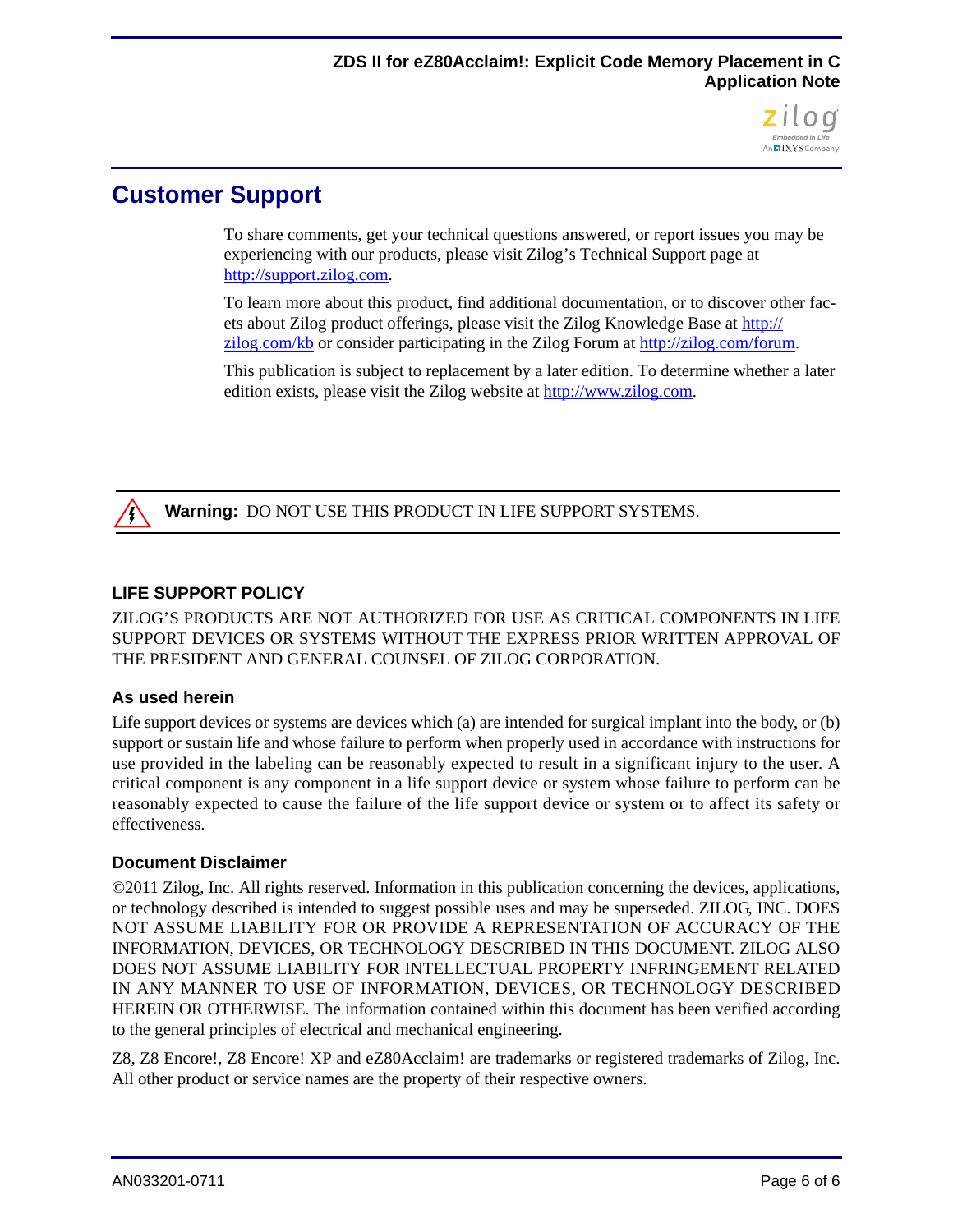## Customer Support

To share comments, get your technical questions answered, or report issues you may be experiencing with our products, please visit Zilog's Technical Support page at http://support.zilog.com.

To learn more about this product, find additional documentation, or to discover other facets about Zilog product offerings, please visit the Zilog Knowledge Base at http://zilog.com/kb or consider participating in the Zilog Forum at http://zilog.com/forum.

This publication is subject to replacement by a later edition. To determine whether a later edition exists, please visit the Zilog website at http://www.zilog.com.

**Warning:** DO NOT USE THIS PRODUCT IN LIFE SUPPORT SYSTEMS.

### LIFE SUPPORT POLICY

ZILOG'S PRODUCTS ARE NOT AUTHORIZED FOR USE AS CRITICAL COMPONENTS IN LIFE SUPPORT DEVICES OR SYSTEMS WITHOUT THE EXPRESS PRIOR WRITTEN APPROVAL OF THE PRESIDENT AND GENERAL COUNSEL OF ZILOG CORPORATION.

### As used herein

Life support devices or systems are devices which (a) are intended for surgical implant into the body, or (b) support or sustain life and whose failure to perform when properly used in accordance with instructions for use provided in the labeling can be reasonably expected to result in a significant injury to the user. A critical component is any component in a life support device or system whose failure to perform can be reasonably expected to cause the failure of the life support device or system or to affect its safety or effectiveness.

### Document Disclaimer

©2011 Zilog, Inc. All rights reserved. Information in this publication concerning the devices, applications, or technology described is intended to suggest possible uses and may be superseded. ZILOG, INC. DOES NOT ASSUME LIABILITY FOR OR PROVIDE A REPRESENTATION OF ACCURACY OF THE INFORMATION, DEVICES, OR TECHNOLOGY DESCRIBED IN THIS DOCUMENT. ZILOG ALSO DOES NOT ASSUME LIABILITY FOR INTELLECTUAL PROPERTY INFRINGEMENT RELATED IN ANY MANNER TO USE OF INFORMATION, DEVICES, OR TECHNOLOGY DESCRIBED HEREIN OR OTHERWISE. The information contained within this document has been verified according to the general principles of electrical and mechanical engineering.

Z8, Z8 Encore!, Z8 Encore! XP and eZ80Acclaim! are trademarks or registered trademarks of Zilog, Inc. All other product or service names are the property of their respective owners.